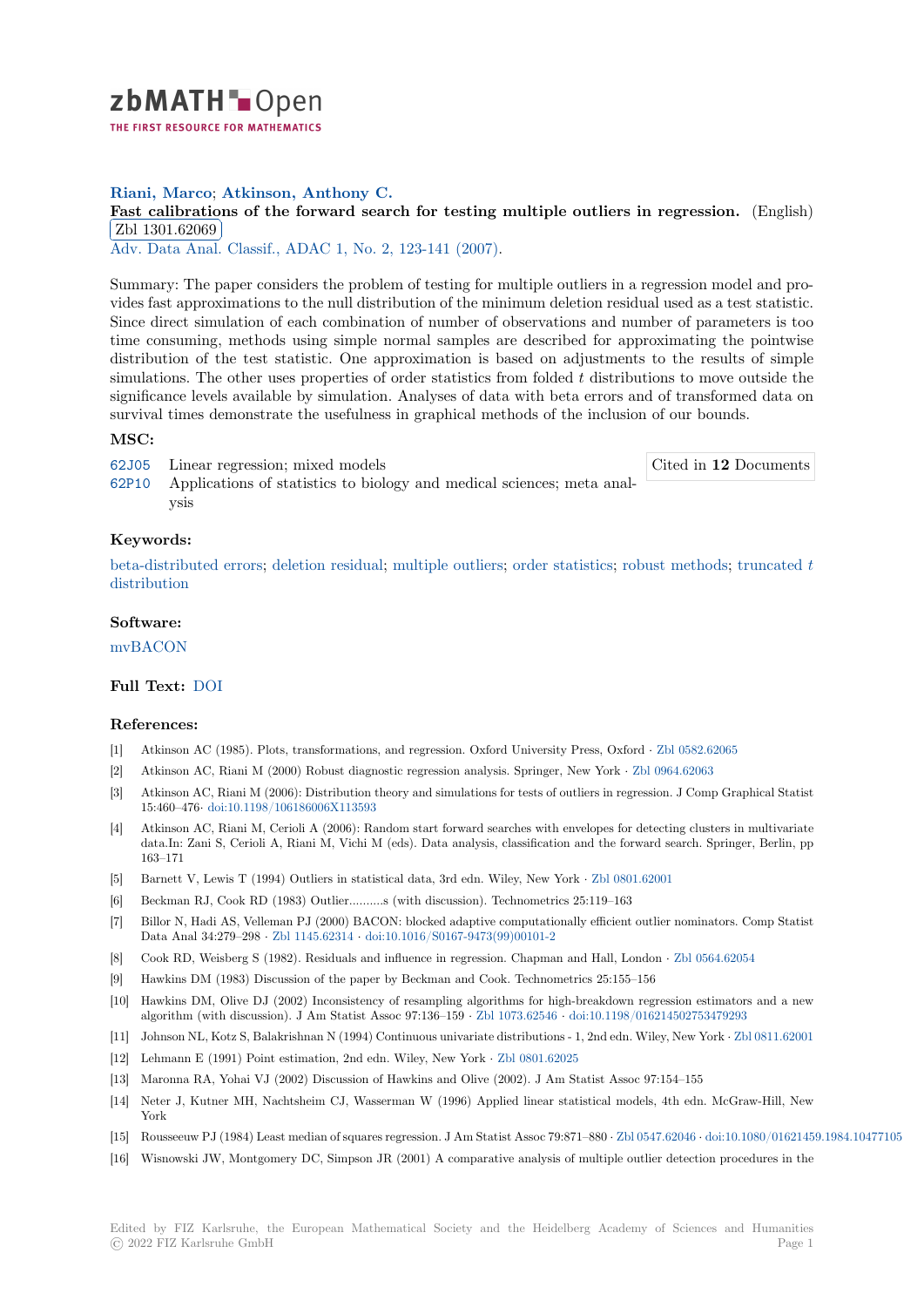zbMATH Open

THE FIRST RESOURCE FOR MATHEMATICS

**Riani, Marco; Atkinson, Anthony C.**

**Fast calibrations of the forward search for testing multiple outliers in regression.** (English) Zbl 1301.62069

Adv. Data Anal. Classif., ADAC 1, No. 2, 123-141 (2007).

Summary: The paper considers the problem of testing for multiple outliers in a regression model and provides fast approximations to the null distribution of the minimum deletion residual used as a test statistic. Since direct simulation of each combination of number of observations and number of parameters is too time consuming, methods using simple normal samples are described for approximating the pointwise distribution of the test statistic. One approximation is based on adjustments to the results of simple simulations. The other uses properties of order statistics from folded $t$ distributions to move outside the significance levels available by simulation. Analyses of data with beta errors and of transformed data on survival times demonstrate the usefulness in graphical methods of the inclusion of our bounds.

## MSC:

62J05 Linear regression; mixed models

62P10 Applications of statistics to biology and medical sciences; meta analysis

Cited in **12** Documents

## Keywords:

beta-distributed errors; deletion residual; multiple outliers; order statistics; robust methods; truncated $t$ distribution

## Software:

mvBACON

## Full Text: DOI

## References:

[1] Atkinson AC (1985). Plots, transformations, and regression. Oxford University Press, Oxford · Zbl 0582.62065

[2] Atkinson AC, Riani M (2000) Robust diagnostic regression analysis. Springer, New York · Zbl 0964.62063

[3] Atkinson AC, Riani M (2006): Distribution theory and simulations for tests of outliers in regression. J Comp Graphical Statist 15:460–476· doi:10.1198/106186006X113593

[4] Atkinson AC, Riani M, Cerioli A (2006): Random start forward searches with envelopes for detecting clusters in multivariate data.In: Zani S, Cerioli A, Riani M, Vichi M (eds). Data analysis, classification and the forward search. Springer, Berlin, pp 163–171

[5] Barnett V, Lewis T (1994) Outliers in statistical data, 3rd edn. Wiley, New York · Zbl 0801.62001

[6] Beckman RJ, Cook RD (1983) Outlier..........s (with discussion). Technometrics 25:119–163

[7] Billor N, Hadi AS, Velleman PJ (2000) BACON: blocked adaptive computationally efficient outlier nominators. Comp Statist Data Anal 34:279–298 · Zbl 1145.62314 · doi:10.1016/S0167-9473(99)00101-2

[8] Cook RD, Weisberg S (1982). Residuals and influence in regression. Chapman and Hall, London · Zbl 0564.62054

[9] Hawkins DM (1983) Discussion of the paper by Beckman and Cook. Technometrics 25:155–156

[10] Hawkins DM, Olive DJ (2002) Inconsistency of resampling algorithms for high-breakdown regression estimators and a new algorithm (with discussion). J Am Statist Assoc 97:136–159 · Zbl 1073.62546 · doi:10.1198/016214502753479293

[11] Johnson NL, Kotz S, Balakrishnan N (1994) Continuous univariate distributions - 1, 2nd edn. Wiley, New York · Zbl 0811.62001

[12] Lehmann E (1991) Point estimation, 2nd edn. Wiley, New York · Zbl 0801.62025

[13] Maronna RA, Yohai VJ (2002) Discussion of Hawkins and Olive (2002). J Am Statist Assoc 97:154–155

[14] Neter J, Kutner MH, Nachtsheim CJ, Wasserman W (1996) Applied linear statistical models, 4th edn. McGraw-Hill, New York

[15] Rousseeuw PJ (1984) Least median of squares regression. J Am Statist Assoc 79:871–880 · Zbl 0547.62046 · doi:10.1080/01621459.1984.10477105

[16] Wisnowski JW, Montgomery DC, Simpson JR (2001) A comparative analysis of multiple outlier detection procedures in the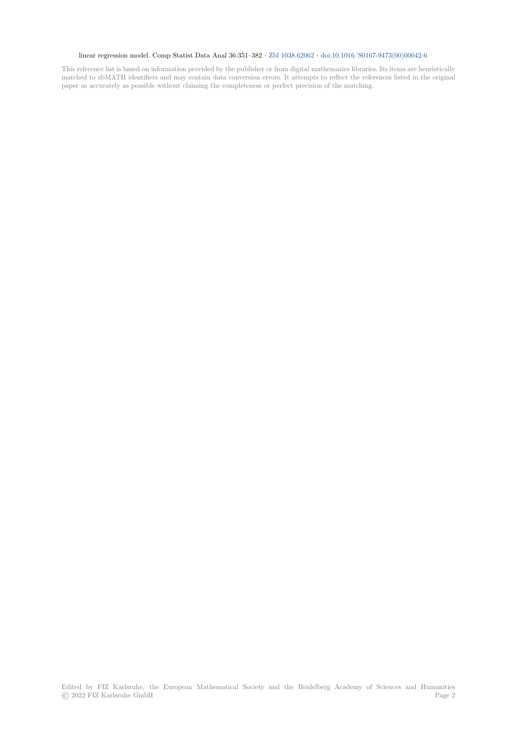linear regression model. Comp Statist Data Anal 36:351–382 · Zbl 1038.62062 · doi:10.1016/S0167-9473(00)00042-6

This reference list is based on information provided by the publisher or from digital mathematics libraries. Its items are heuristically matched to zbMATH identifiers and may contain data conversion errors. It attempts to reflect the references listed in the original paper as accurately as possible without claiming the completeness or perfect precision of the matching.